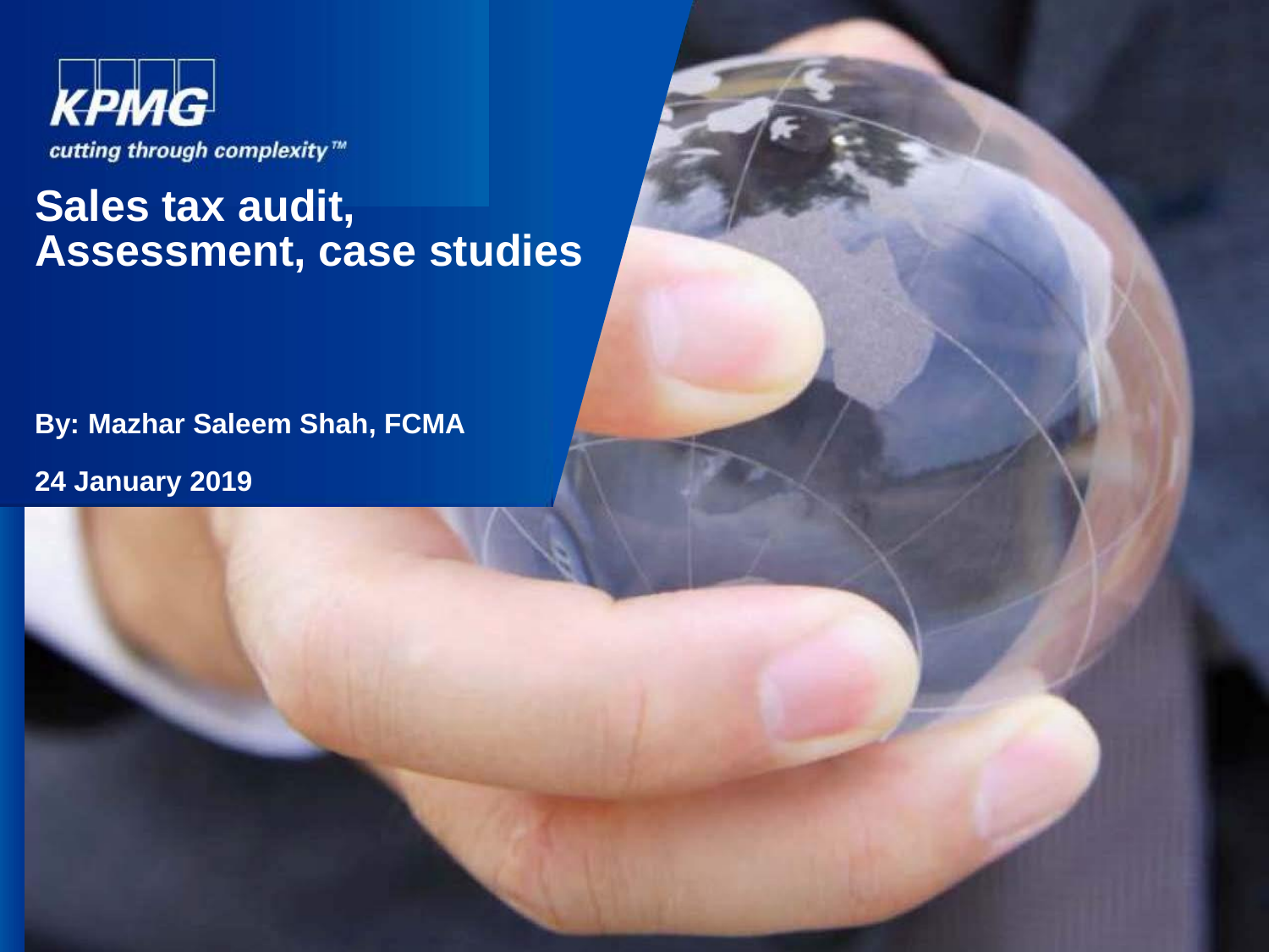KPMG

*cutting through complexity™*

# Sales tax audit, Assessment, case studies

**By: Mazhar Saleem Shah, FCMA**

**24 January 2019**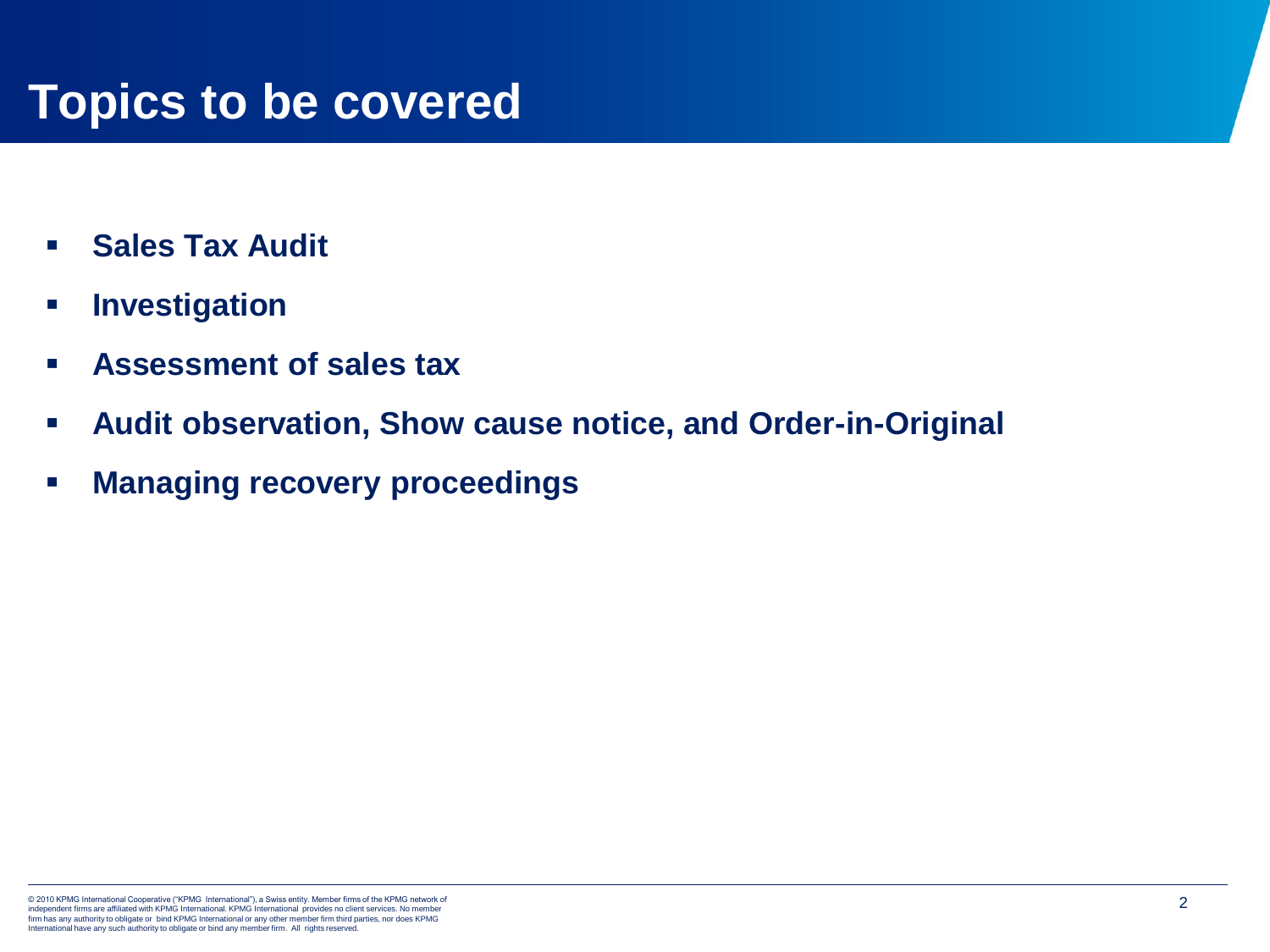# Topics to be covered

- **Sales Tax Audit**
- **Investigation**
- **Assessment of sales tax**
- **Audit observation, Show cause notice, and Order-in-Original**
- **Managing recovery proceedings**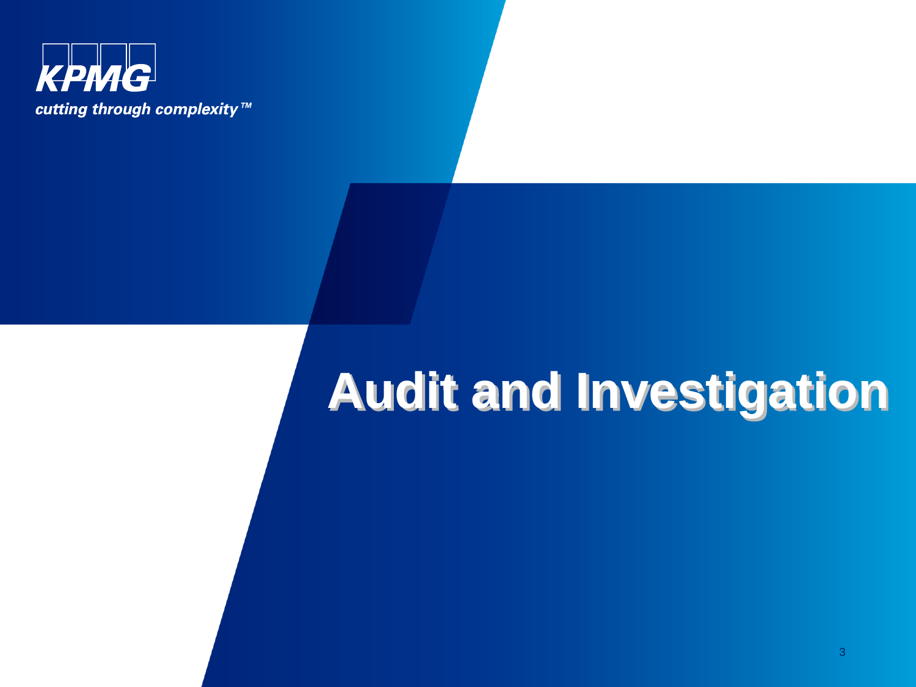KPMG

*cutting through complexity™*

# Audit and Investigation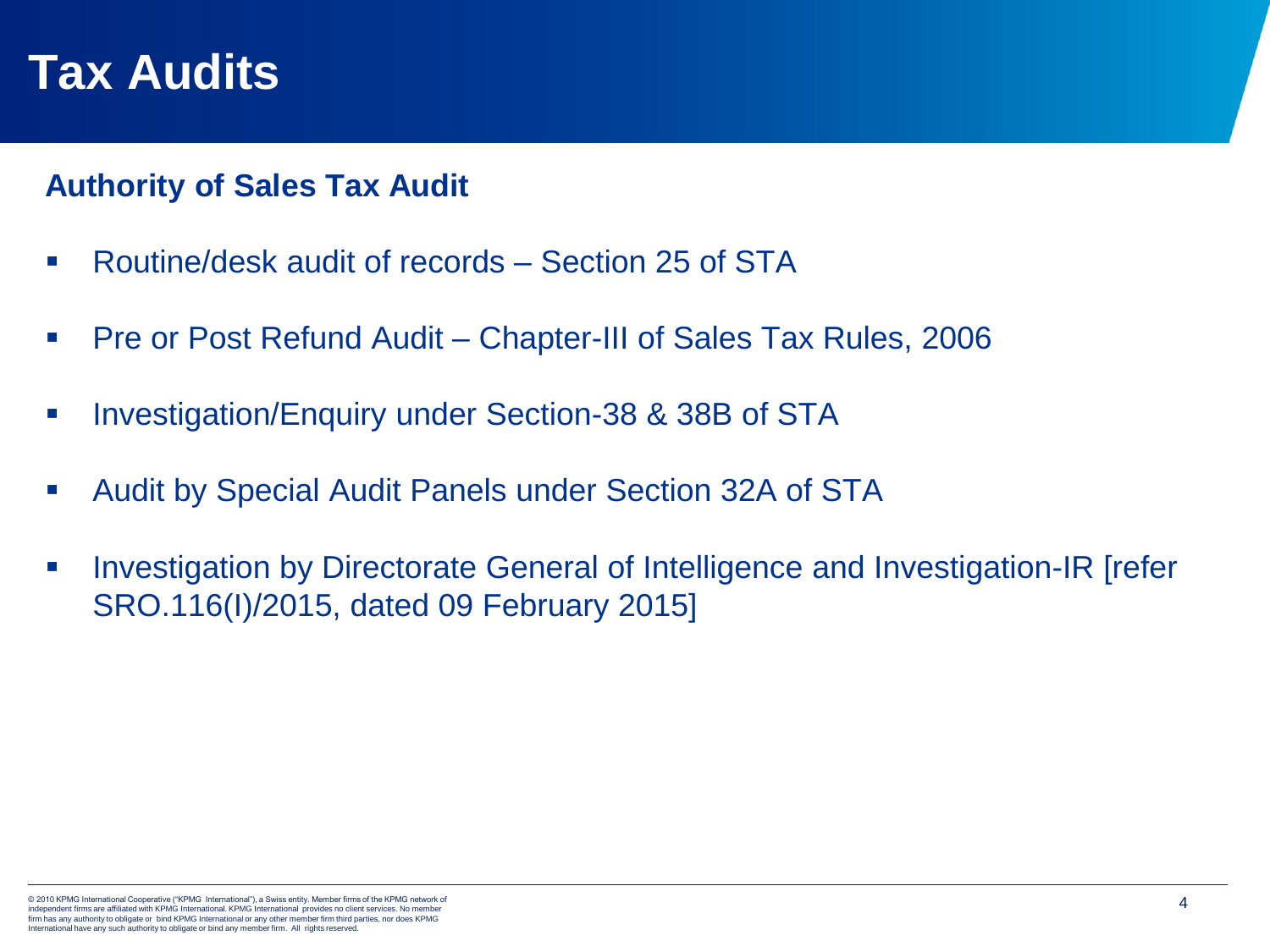# Tax Audits

## Authority of Sales Tax Audit

- Routine/desk audit of records – Section 25 of STA
- Pre or Post Refund Audit – Chapter-III of Sales Tax Rules, 2006
- Investigation/Enquiry under Section-38 & 38B of STA
- Audit by Special Audit Panels under Section 32A of STA
- Investigation by Directorate General of Intelligence and Investigation-IR [refer SRO.116(I)/2015, dated 09 February 2015]

© 2010 KPMG International Cooperative ("KPMG International"), a Swiss entity. Member firms of the KPMG network of independent firms are affiliated with KPMG International. KPMG International provides no client services. No member firm has any authority to obligate or bind KPMG International or any other member firm third parties, nor does KPMG International have any such authority to obligate or bind any member firm. All rights reserved.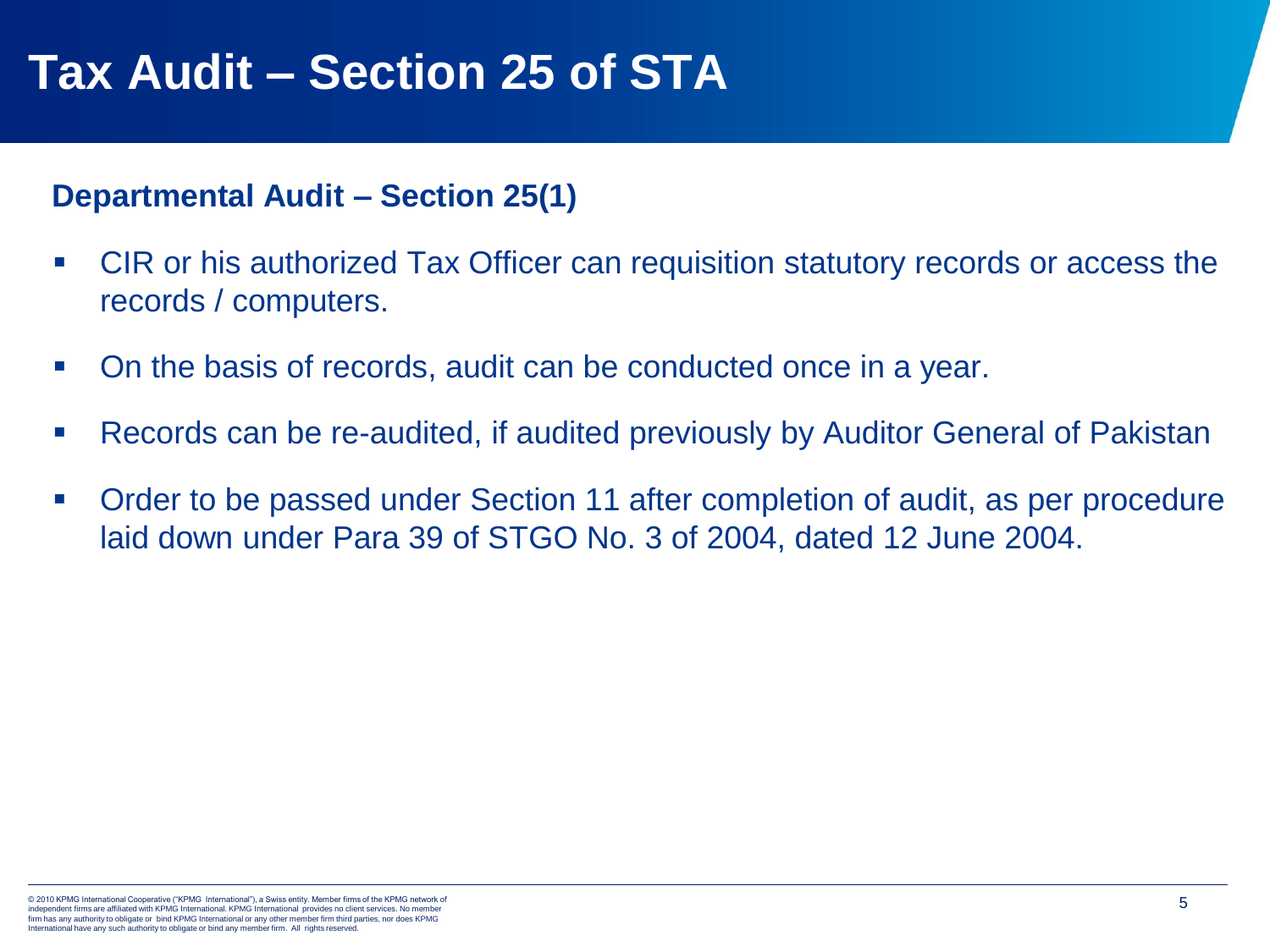# Tax Audit – Section 25 of STA

## Departmental Audit – Section 25(1)

- CIR or his authorized Tax Officer can requisition statutory records or access the records / computers.
- On the basis of records, audit can be conducted once in a year.
- Records can be re-audited, if audited previously by Auditor General of Pakistan
- Order to be passed under Section 11 after completion of audit, as per procedure laid down under Para 39 of STGO No. 3 of 2004, dated 12 June 2004.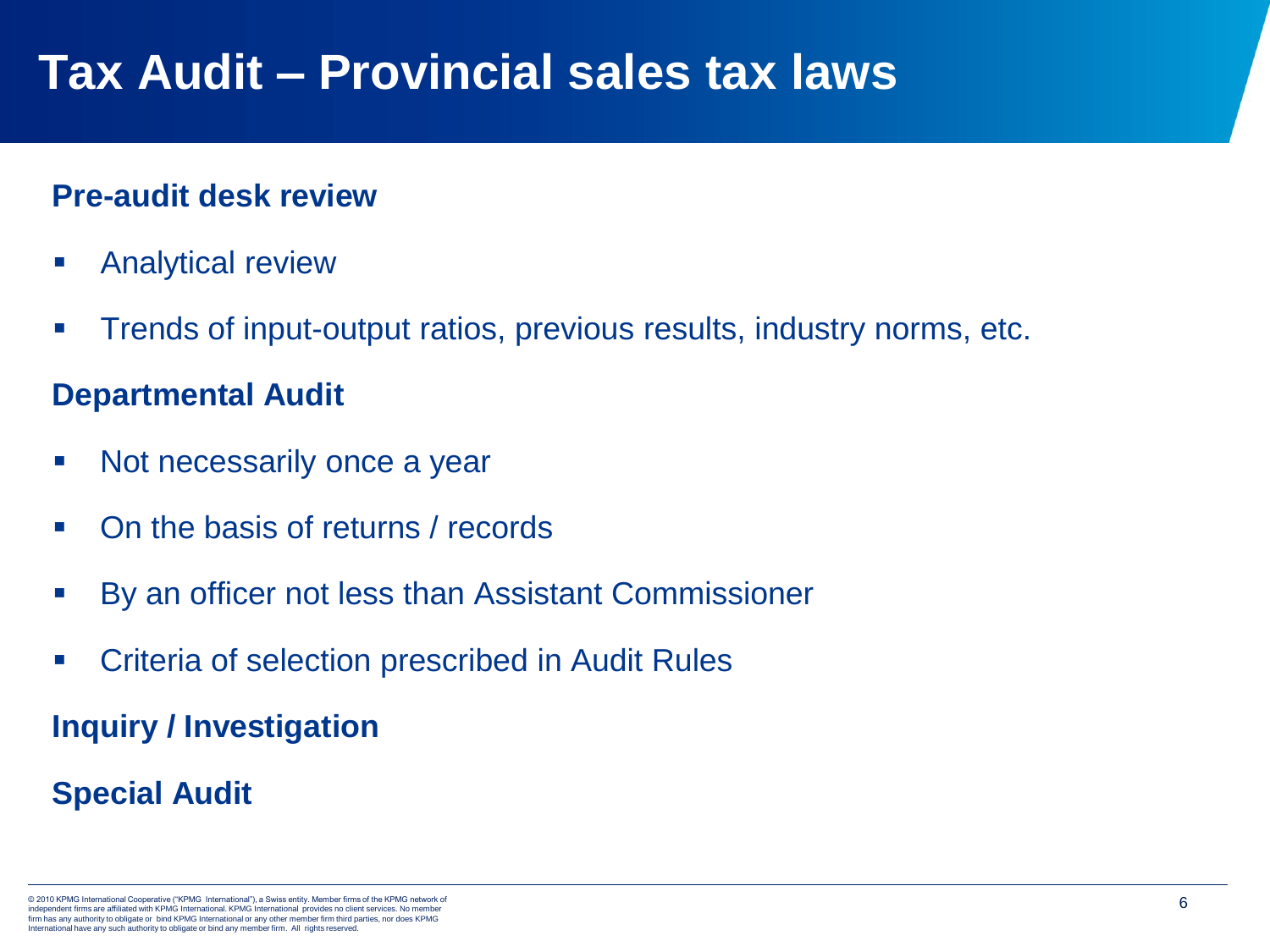# Tax Audit – Provincial sales tax laws

**Pre-audit desk review**

- Analytical review
- Trends of input-output ratios, previous results, industry norms, etc.

**Departmental Audit**

- Not necessarily once a year
- On the basis of returns / records
- By an officer not less than Assistant Commissioner
- Criteria of selection prescribed in Audit Rules

**Inquiry / Investigation**

**Special Audit**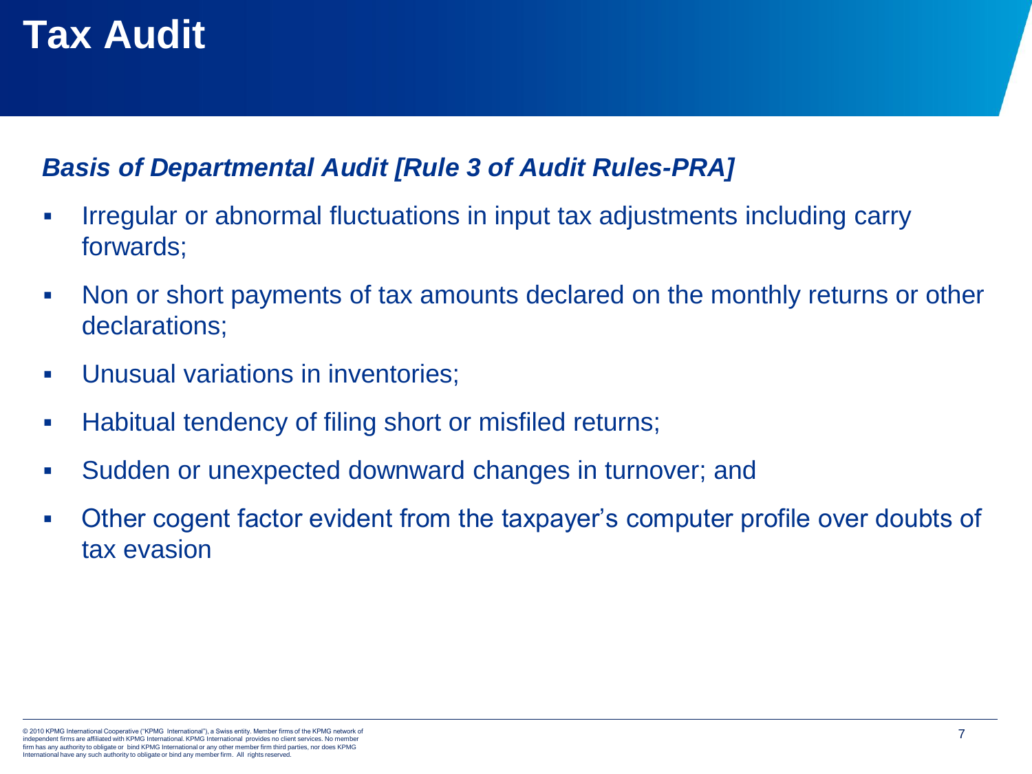# Tax Audit

***Basis of Departmental Audit [Rule 3 of Audit Rules-PRA]***

- Irregular or abnormal fluctuations in input tax adjustments including carry forwards;
- Non or short payments of tax amounts declared on the monthly returns or other declarations;
- Unusual variations in inventories;
- Habitual tendency of filing short or misfiled returns;
- Sudden or unexpected downward changes in turnover; and
- Other cogent factor evident from the taxpayer's computer profile over doubts of tax evasion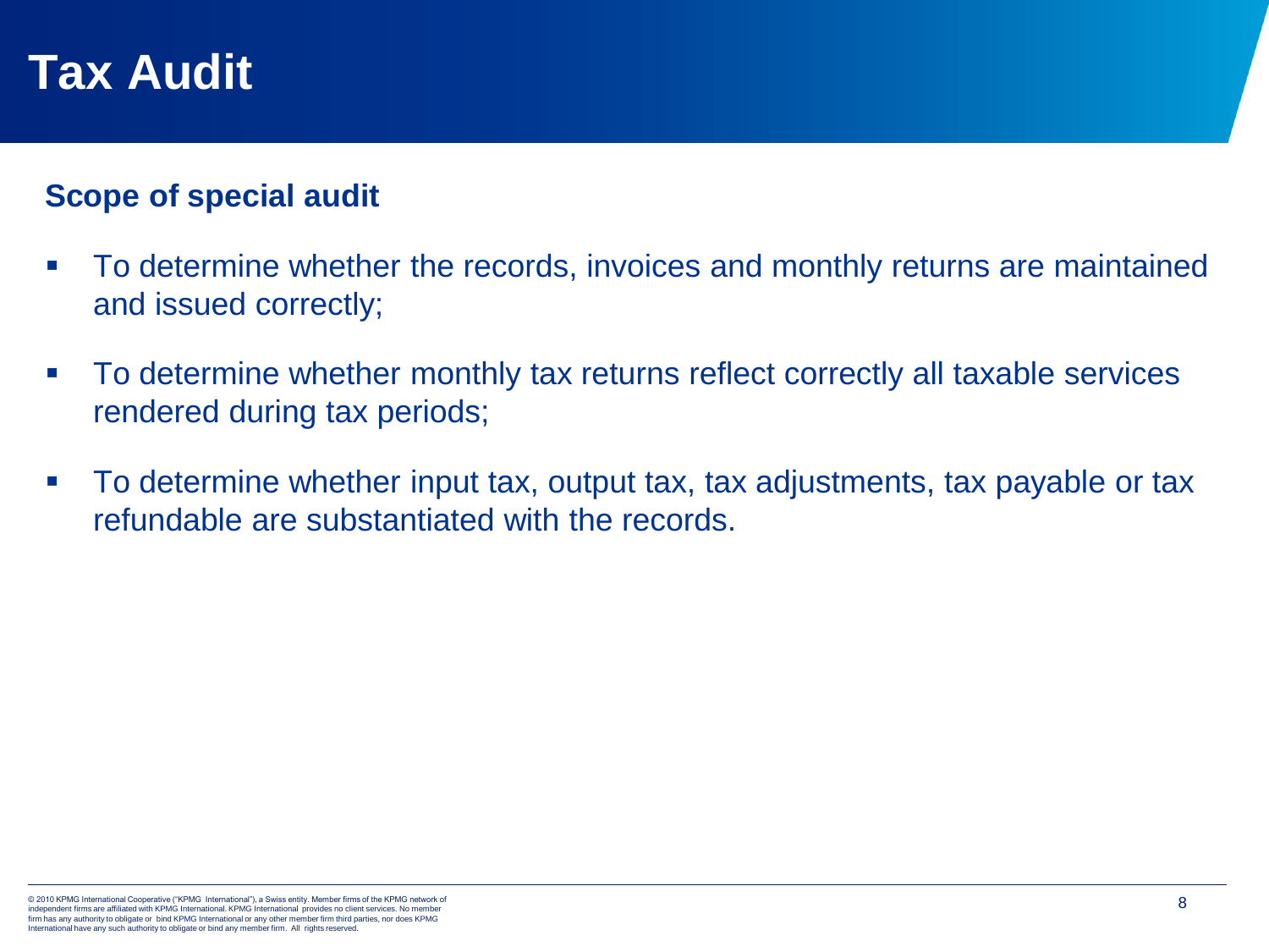# Tax Audit

## Scope of special audit

- To determine whether the records, invoices and monthly returns are maintained and issued correctly;
- To determine whether monthly tax returns reflect correctly all taxable services rendered during tax periods;
- To determine whether input tax, output tax, tax adjustments, tax payable or tax refundable are substantiated with the records.

© 2010 KPMG International Cooperative ("KPMG International"), a Swiss entity. Member firms of the KPMG network of independent firms are affiliated with KPMG International. KPMG International provides no client services. No member firm has any authority to obligate or bind KPMG International or any other member firm third parties, nor does KPMG International have any such authority to obligate or bind any member firm. All rights reserved.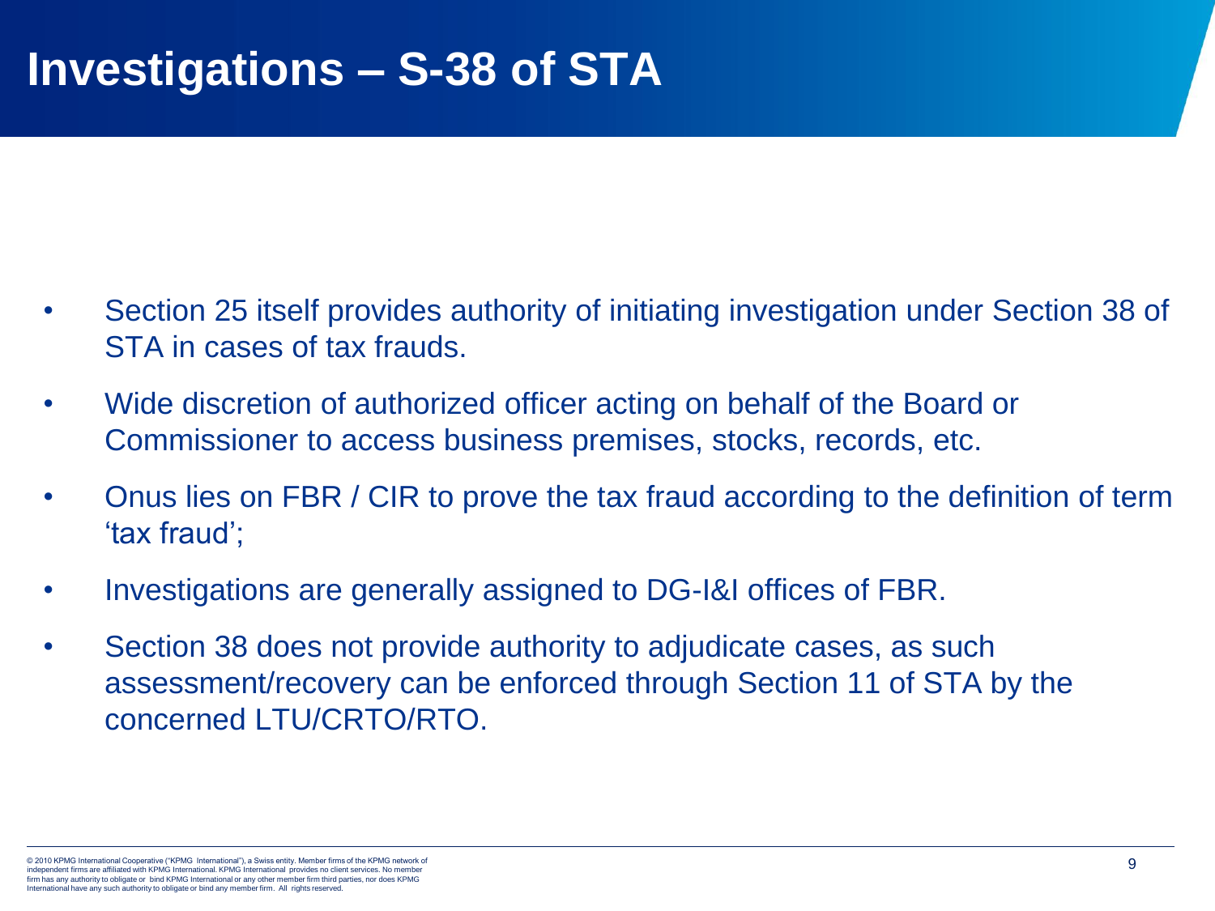# Investigations – S-38 of STA

- Section 25 itself provides authority of initiating investigation under Section 38 of STA in cases of tax frauds.
- Wide discretion of authorized officer acting on behalf of the Board or Commissioner to access business premises, stocks, records, etc.
- Onus lies on FBR / CIR to prove the tax fraud according to the definition of term 'tax fraud';
- Investigations are generally assigned to DG-I&I offices of FBR.
- Section 38 does not provide authority to adjudicate cases, as such assessment/recovery can be enforced through Section 11 of STA by the concerned LTU/CRTO/RTO.

© 2010 KPMG International Cooperative ("KPMG International"), a Swiss entity. Member firms of the KPMG network of independent firms are affiliated with KPMG International. KPMG International provides no client services. No member firm has any authority to obligate or bind KPMG International or any other member firm third parties, nor does KPMG International have any such authority to obligate or bind any member firm. All rights reserved.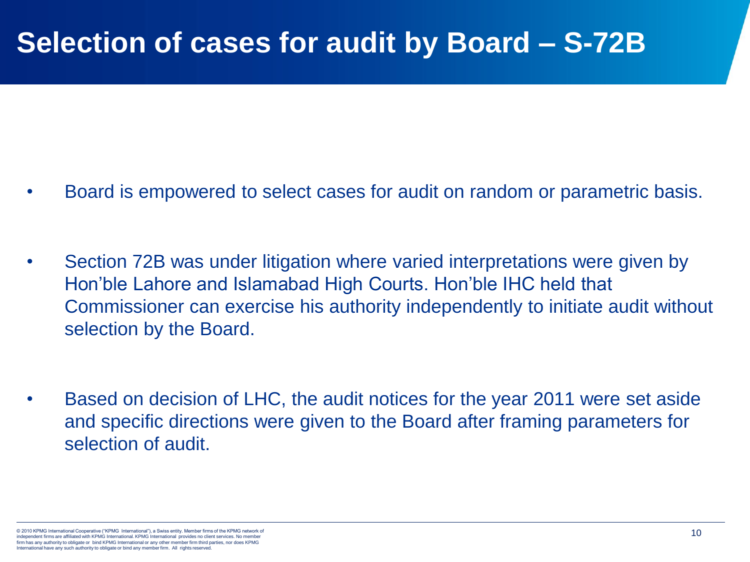# Selection of cases for audit by Board – S-72B

- Board is empowered to select cases for audit on random or parametric basis.

- Section 72B was under litigation where varied interpretations were given by Hon'ble Lahore and Islamabad High Courts. Hon'ble IHC held that Commissioner can exercise his authority independently to initiate audit without selection by the Board.

- Based on decision of LHC, the audit notices for the year 2011 were set aside and specific directions were given to the Board after framing parameters for selection of audit.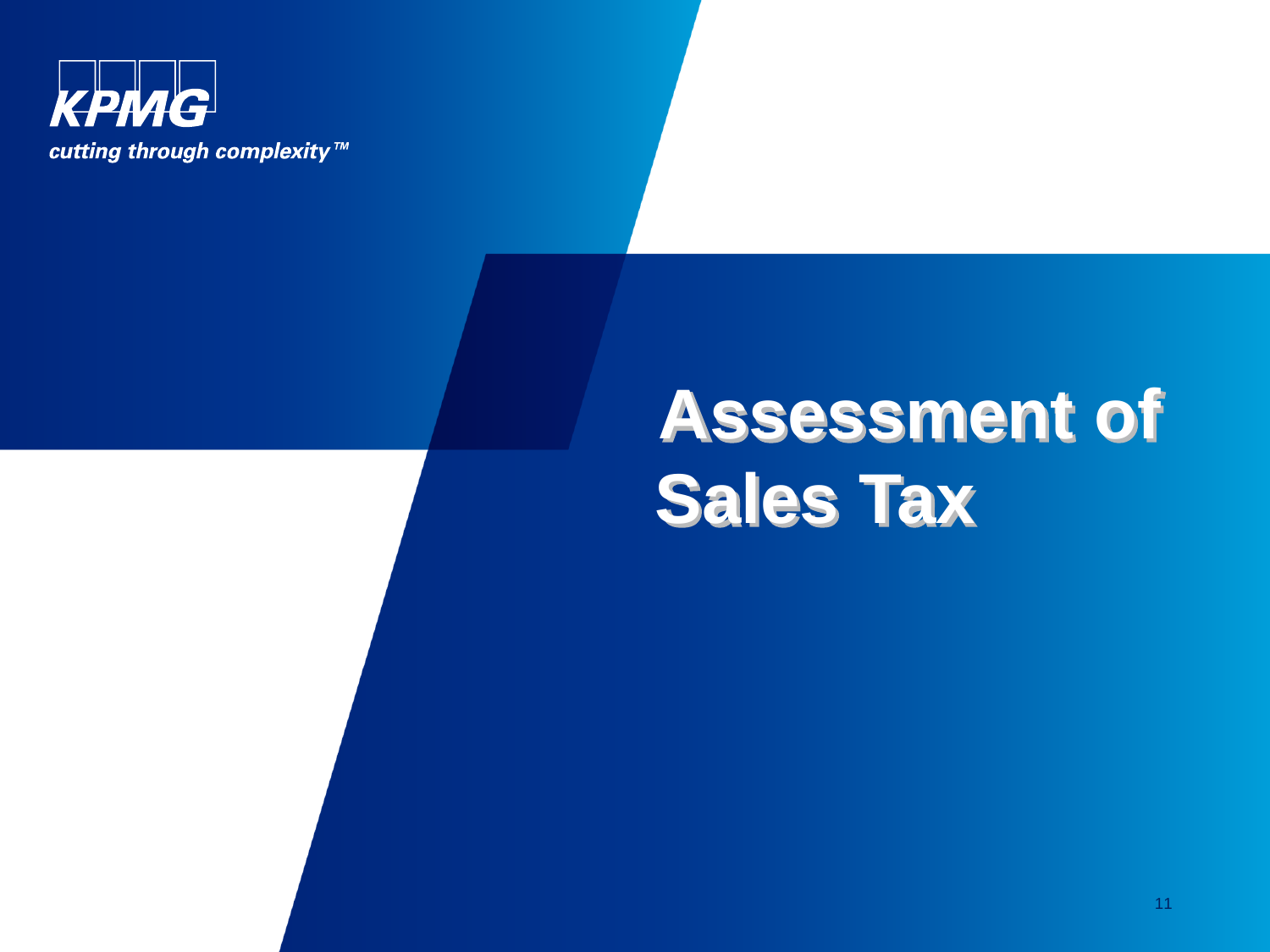KPMG

*cutting through complexity™*

# Assessment of Sales Tax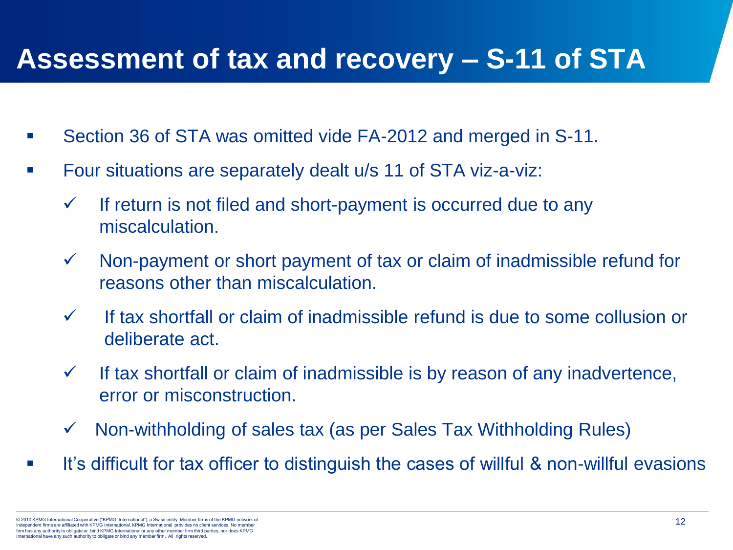# Assessment of tax and recovery – S-11 of STA

- Section 36 of STA was omitted vide FA-2012 and merged in S-11.
- Four situations are separately dealt u/s 11 of STA viz-a-viz:
  - ✓ If return is not filed and short-payment is occurred due to any miscalculation.
  - ✓ Non-payment or short payment of tax or claim of inadmissible refund for reasons other than miscalculation.
  - ✓ If tax shortfall or claim of inadmissible refund is due to some collusion or deliberate act.
  - ✓ If tax shortfall or claim of inadmissible is by reason of any inadvertence, error or misconstruction.
  - ✓ Non-withholding of sales tax (as per Sales Tax Withholding Rules)
- It's difficult for tax officer to distinguish the cases of willful & non-willful evasions

© 2010 KPMG International Cooperative ("KPMG International"), a Swiss entity. Member firms of the KPMG network of independent firms are affiliated with KPMG International. KPMG International provides no client services. No member firm has any authority to obligate or bind KPMG International or any other member firm third parties, nor does KPMG International have any such authority to obligate or bind any member firm. All rights reserved.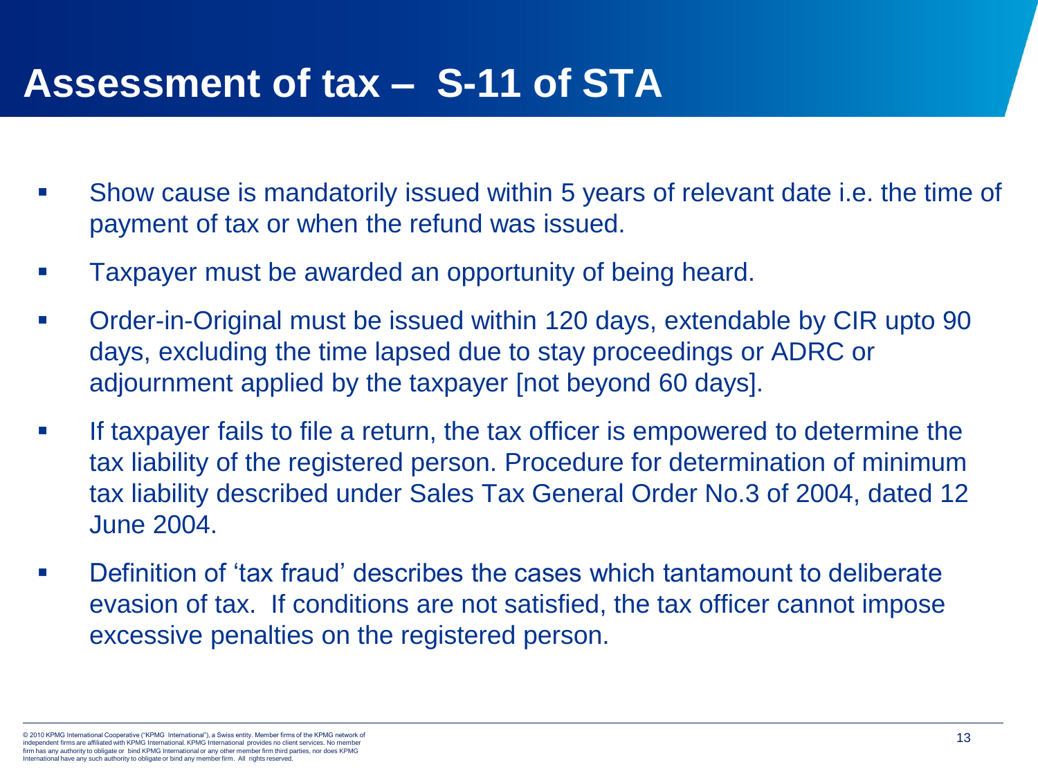# Assessment of tax – S-11 of STA

- Show cause is mandatorily issued within 5 years of relevant date i.e. the time of payment of tax or when the refund was issued.
- Taxpayer must be awarded an opportunity of being heard.
- Order-in-Original must be issued within 120 days, extendable by CIR upto 90 days, excluding the time lapsed due to stay proceedings or ADRC or adjournment applied by the taxpayer [not beyond 60 days].
- If taxpayer fails to file a return, the tax officer is empowered to determine the tax liability of the registered person. Procedure for determination of minimum tax liability described under Sales Tax General Order No.3 of 2004, dated 12 June 2004.
- Definition of 'tax fraud' describes the cases which tantamount to deliberate evasion of tax. If conditions are not satisfied, the tax officer cannot impose excessive penalties on the registered person.

© 2010 KPMG International Cooperative ("KPMG International"), a Swiss entity. Member firms of the KPMG network of independent firms are affiliated with KPMG International. KPMG International provides no client services. No member firm has any authority to obligate or bind KPMG International or any other member firm third parties, nor does KPMG International have any such authority to obligate or bind any member firm. All rights reserved.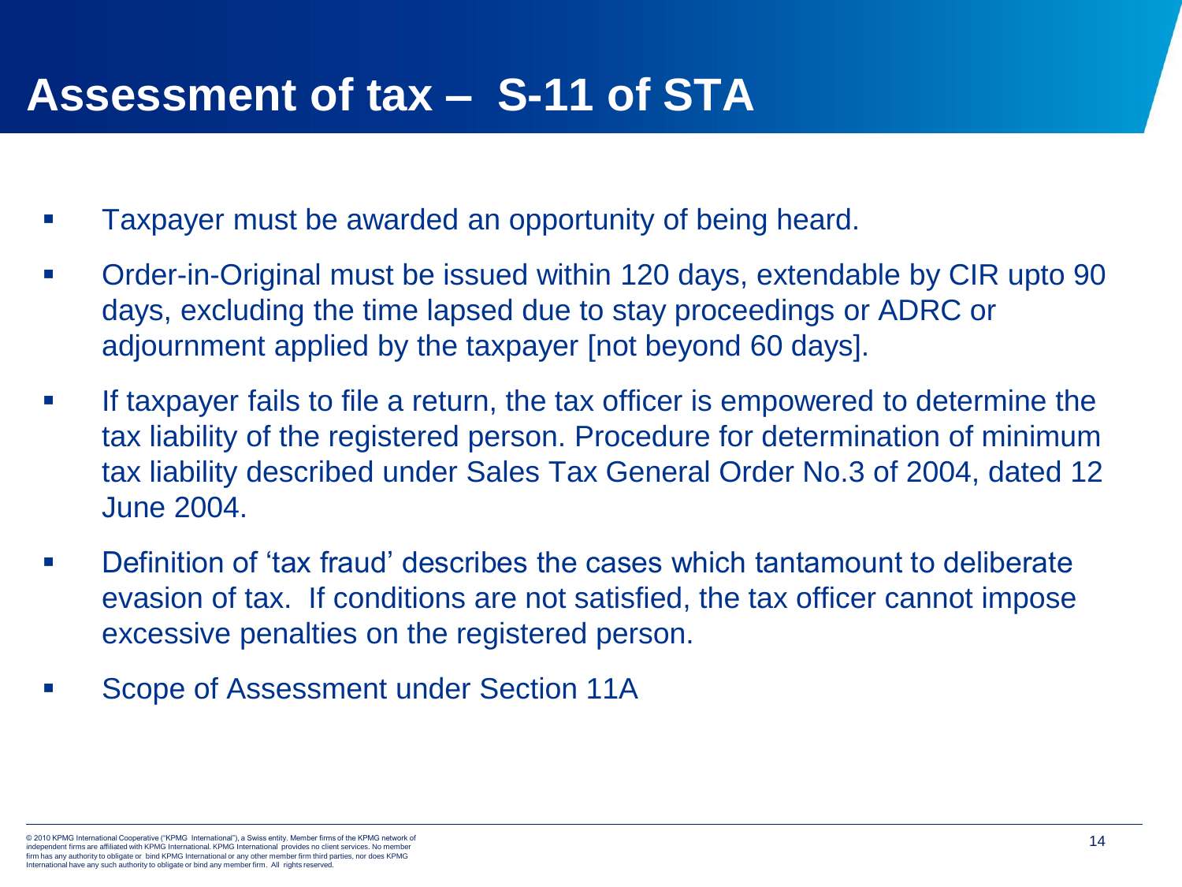# Assessment of tax – S-11 of STA

- Taxpayer must be awarded an opportunity of being heard.
- Order-in-Original must be issued within 120 days, extendable by CIR upto 90 days, excluding the time lapsed due to stay proceedings or ADRC or adjournment applied by the taxpayer [not beyond 60 days].
- If taxpayer fails to file a return, the tax officer is empowered to determine the tax liability of the registered person. Procedure for determination of minimum tax liability described under Sales Tax General Order No.3 of 2004, dated 12 June 2004.
- Definition of 'tax fraud' describes the cases which tantamount to deliberate evasion of tax. If conditions are not satisfied, the tax officer cannot impose excessive penalties on the registered person.
- Scope of Assessment under Section 11A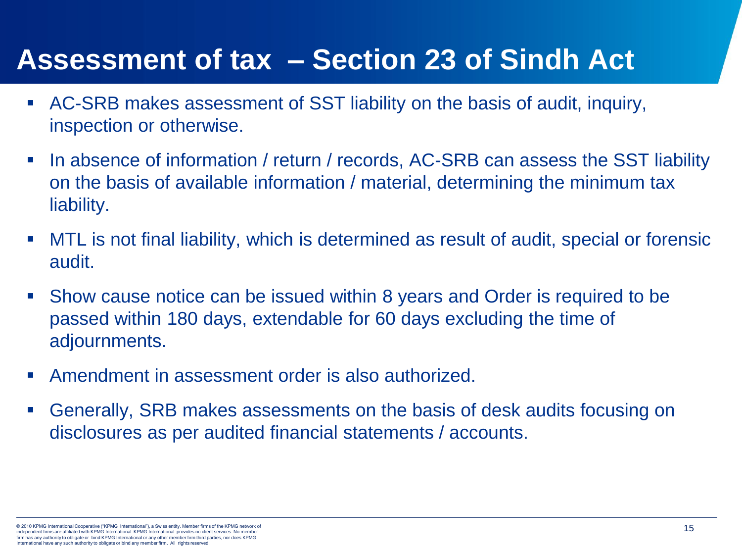# Assessment of tax – Section 23 of Sindh Act

- AC-SRB makes assessment of SST liability on the basis of audit, inquiry, inspection or otherwise.
- In absence of information / return / records, AC-SRB can assess the SST liability on the basis of available information / material, determining the minimum tax liability.
- MTL is not final liability, which is determined as result of audit, special or forensic audit.
- Show cause notice can be issued within 8 years and Order is required to be passed within 180 days, extendable for 60 days excluding the time of adjournments.
- Amendment in assessment order is also authorized.
- Generally, SRB makes assessments on the basis of desk audits focusing on disclosures as per audited financial statements / accounts.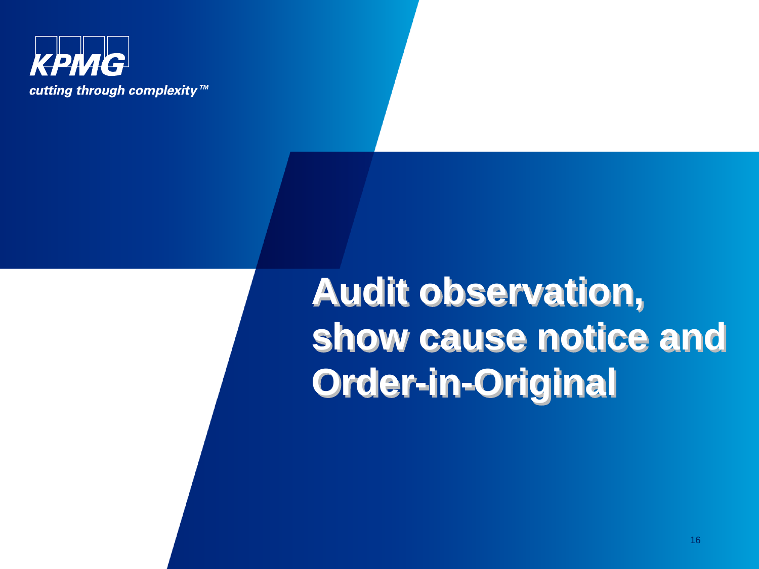cutting through complexity™

# Audit observation, show cause notice and Order-in-Original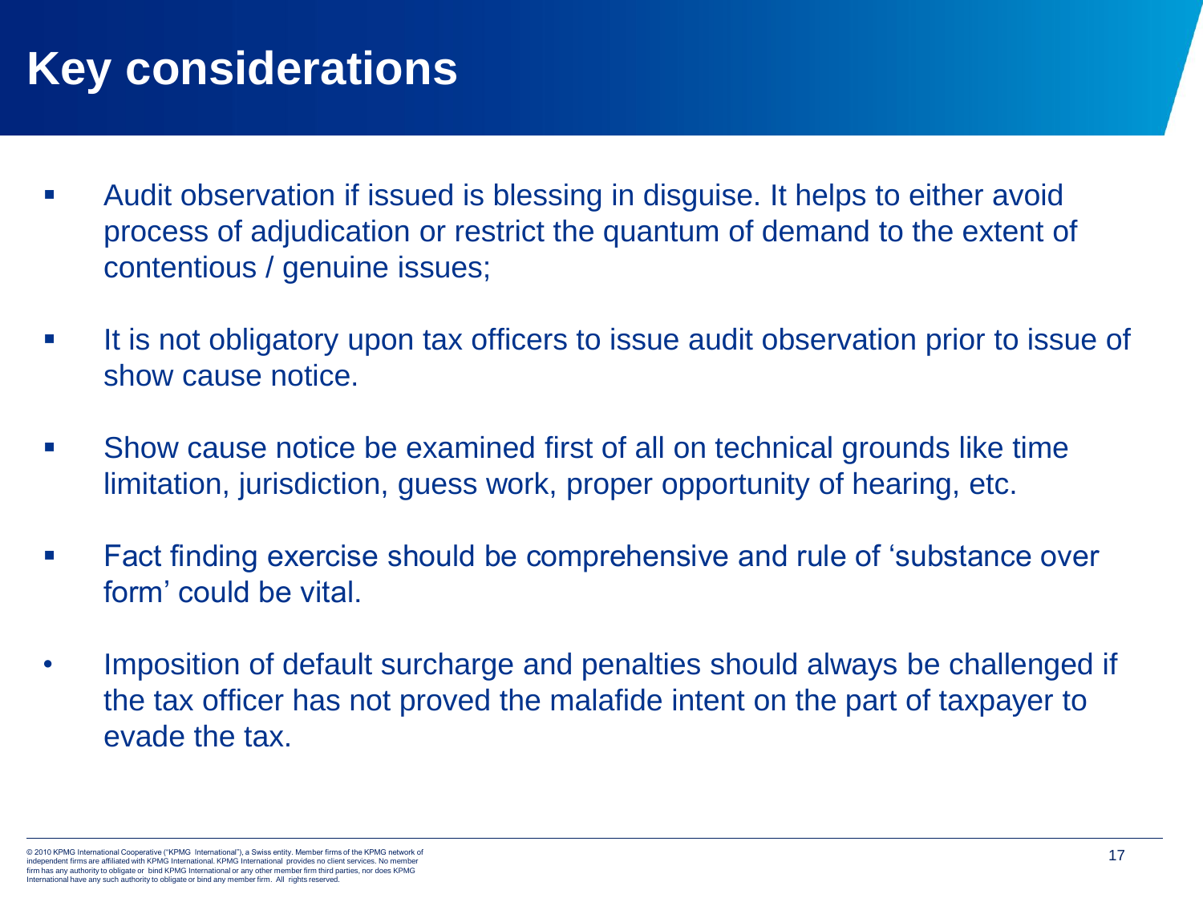# Key considerations

- Audit observation if issued is blessing in disguise. It helps to either avoid process of adjudication or restrict the quantum of demand to the extent of contentious / genuine issues;
- It is not obligatory upon tax officers to issue audit observation prior to issue of show cause notice.
- Show cause notice be examined first of all on technical grounds like time limitation, jurisdiction, guess work, proper opportunity of hearing, etc.
- Fact finding exercise should be comprehensive and rule of 'substance over form' could be vital.
- Imposition of default surcharge and penalties should always be challenged if the tax officer has not proved the malafide intent on the part of taxpayer to evade the tax.

© 2010 KPMG International Cooperative ("KPMG International"), a Swiss entity. Member firms of the KPMG network of independent firms are affiliated with KPMG International. KPMG International provides no client services. No member firm has any authority to obligate or bind KPMG International or any other member firm third parties, nor does KPMG International have any such authority to obligate or bind any member firm. All rights reserved.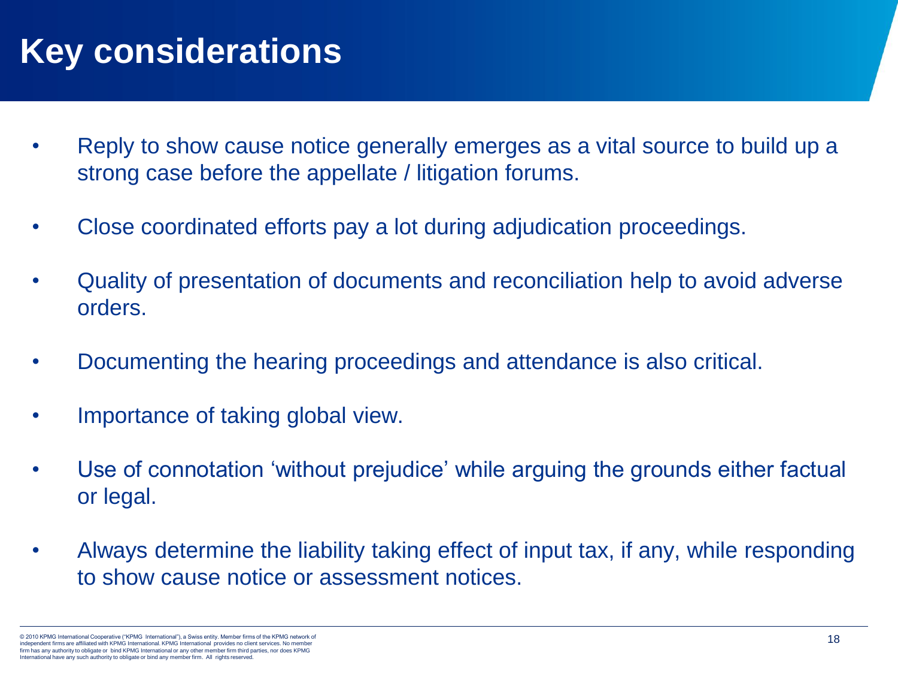# Key considerations

- Reply to show cause notice generally emerges as a vital source to build up a strong case before the appellate / litigation forums.
- Close coordinated efforts pay a lot during adjudication proceedings.
- Quality of presentation of documents and reconciliation help to avoid adverse orders.
- Documenting the hearing proceedings and attendance is also critical.
- Importance of taking global view.
- Use of connotation 'without prejudice' while arguing the grounds either factual or legal.
- Always determine the liability taking effect of input tax, if any, while responding to show cause notice or assessment notices.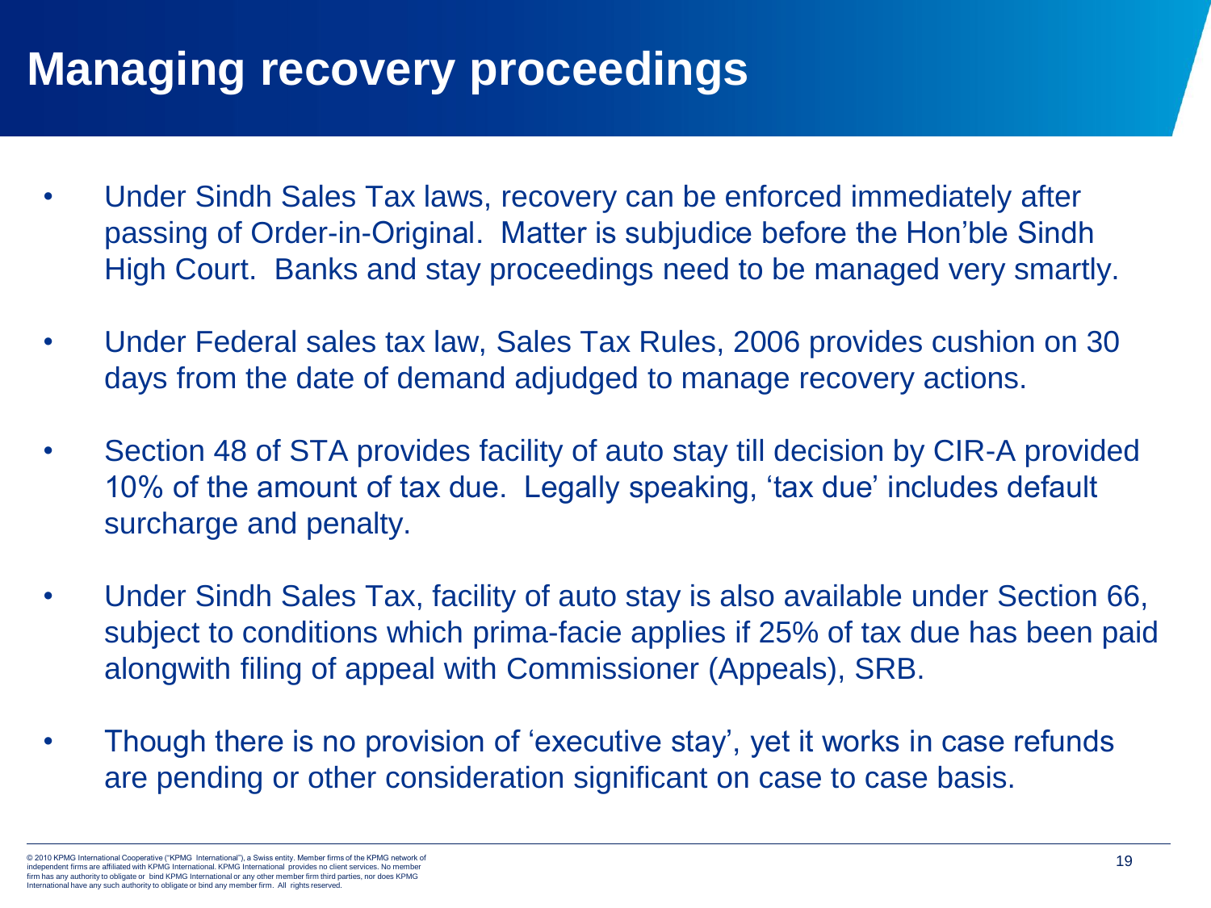# Managing recovery proceedings

- Under Sindh Sales Tax laws, recovery can be enforced immediately after passing of Order-in-Original. Matter is subjudice before the Hon'ble Sindh High Court. Banks and stay proceedings need to be managed very smartly.
- Under Federal sales tax law, Sales Tax Rules, 2006 provides cushion on 30 days from the date of demand adjudged to manage recovery actions.
- Section 48 of STA provides facility of auto stay till decision by CIR-A provided 10% of the amount of tax due. Legally speaking, 'tax due' includes default surcharge and penalty.
- Under Sindh Sales Tax, facility of auto stay is also available under Section 66, subject to conditions which prima-facie applies if 25% of tax due has been paid alongwith filing of appeal with Commissioner (Appeals), SRB.
- Though there is no provision of 'executive stay', yet it works in case refunds are pending or other consideration significant on case to case basis.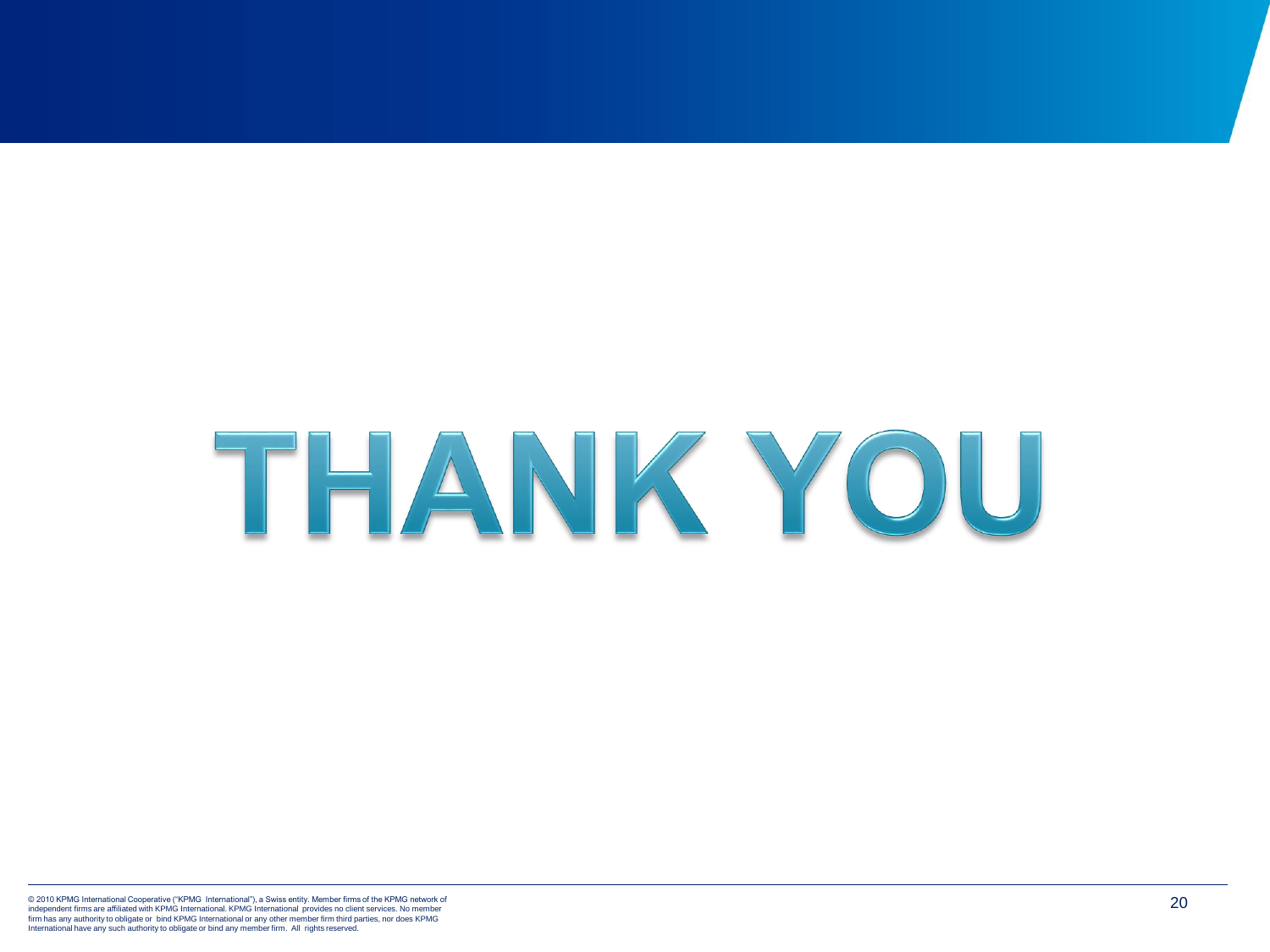# THANK YOU

© 2010 KPMG International Cooperative ("KPMG International"), a Swiss entity. Member firms of the KPMG network of independent firms are affiliated with KPMG International. KPMG International provides no client services. No member firm has any authority to obligate or bind KPMG International or any other member firm third parties, nor does KPMG International have any such authority to obligate or bind any member firm. All rights reserved.